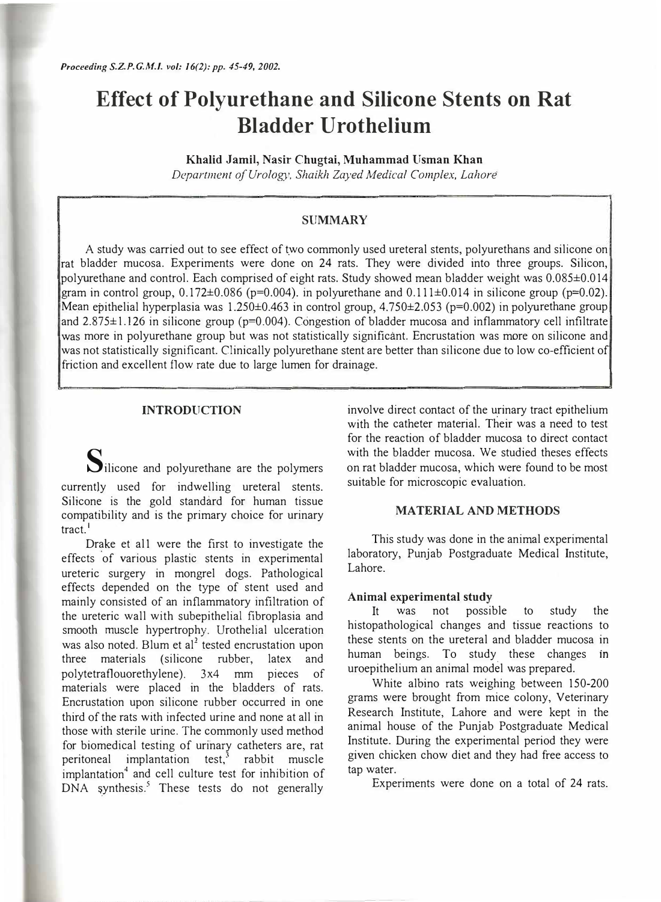# Effect of Polyurethane and Silicone Stents on Rat Bladder Urothelium

**Khalid Jamil, Nasir Chugtai, Muhammad Usman Khan**

*Department of Urology, Shaikh Zayed Medical Complex, Lahore*

## SUMMARY

A study was carried out to see effect of two commonly used ureteral stents, polyurethans and silicone on rat bladder mucosa. Experiments were done on 24 rats. They were divided into three groups. Silicon, polyurethane and control. Each comprised of eight rats. Study showed mean bladder weight was 0.085±0.014 gram in control group, 0.172±0.086 (p=0.004). in polyurethane and 0.111±0.014 in silicone group (p=0.02). Mean epithelial hyperplasia was 1.250±0.463 in control group, 4.750±2.053 (p=0.002) in polyurethane group and 2.875±1.126 in silicone group (p=0.004). Congestion of bladder mucosa and inflammatory cell infiltrate was more in polyurethane group but was not statistically significant. Encrustation was more on silicone and was not statistically significant. Clinically polyurethane stent are better than silicone due to low co-efficient of friction and excellent flow rate due to large lumen for drainage.

## INTRODUCTION

Silicone and polyurethane are the polymers currently used for indwelling ureteral stents. Silicone is the gold standard for human tissue compatibility and is the primary choice for urinary tract.[1]

Drake et all were the first to investigate the effects of various plastic stents in experimental ureteric surgery in mongrel dogs. Pathological effects depended on the type of stent used and mainly consisted of an inflammatory infiltration of the ureteric wall with subepithelial fibroplasia and smooth muscle hypertrophy. Urothelial ulceration was also noted. Blum et al[2] tested encrustation upon three materials (silicone rubber, latex and polytetraflouorethylene). 3x4 mm pieces of materials were placed in the bladders of rats. Encrustation upon silicone rubber occurred in one third of the rats with infected urine and none at all in those with sterile urine. The commonly used method for biomedical testing of urinary catheters are, rat peritoneal implantation test,[3] rabbit muscle implantation[4] and cell culture test for inhibition of DNA synthesis.[5] These tests do not generally involve direct contact of the urinary tract epithelium with the catheter material. Their was a need to test for the reaction of bladder mucosa to direct contact with the bladder mucosa. We studied theses effects on rat bladder mucosa, which were found to be most suitable for microscopic evaluation.

## MATERIAL AND METHODS

This study was done in the animal experimental laboratory, Punjab Postgraduate Medical Institute, Lahore.

### Animal experimental study

It was not possible to study the histopathological changes and tissue reactions to these stents on the ureteral and bladder mucosa in human beings. To study these changes in uroepithelium an animal model was prepared.

White albino rats weighing between 150-200 grams were brought from mice colony, Veterinary Research Institute, Lahore and were kept in the animal house of the Punjab Postgraduate Medical Institute. During the experimental period they were given chicken chow diet and they had free access to tap water.

Experiments were done on a total of 24 rats.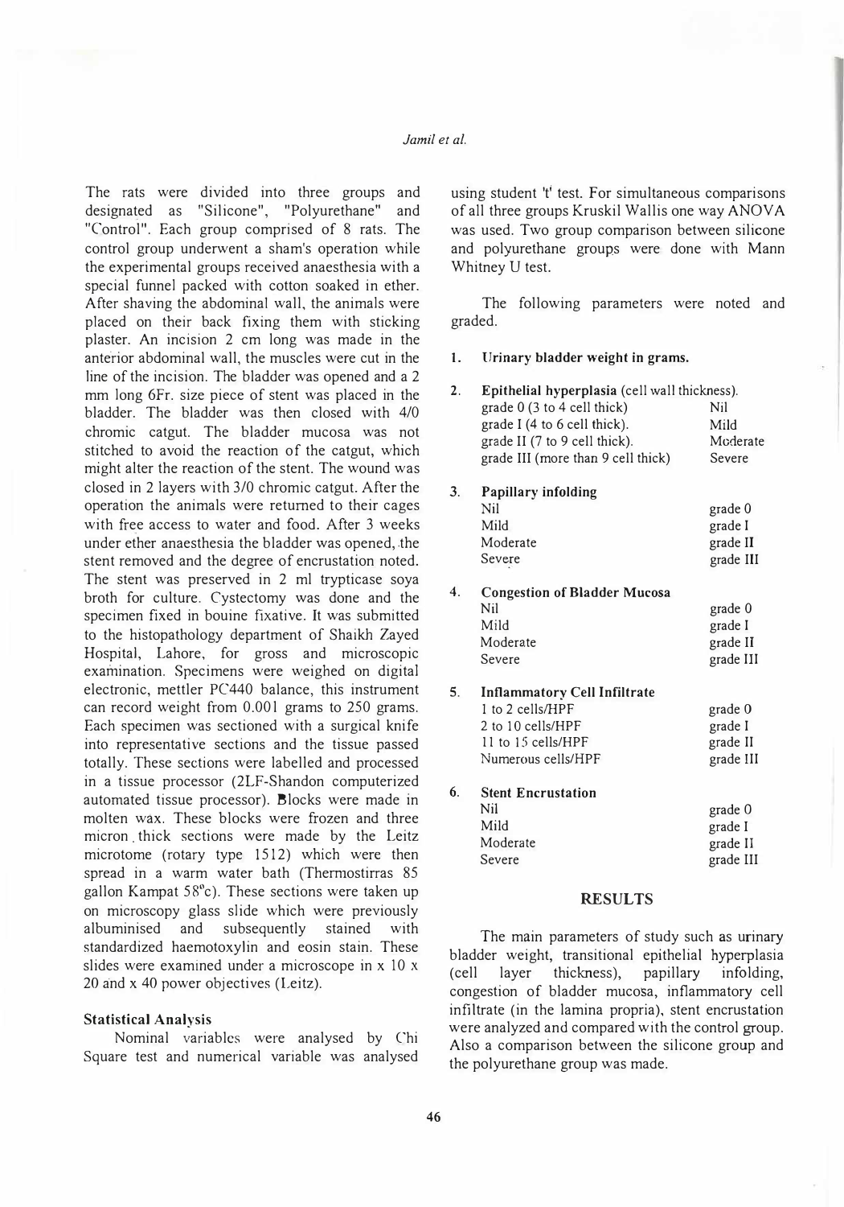The rats were divided into three groups and designated as "Silicone", "Polyurethane" and "Control". Each group comprised of 8 rats. The control group underwent a sham's operation while the experimental groups received anaesthesia with a special funnel packed with cotton soaked in ether. After shaving the abdominal wall, the animals were placed on their back fixing them with sticking plaster. An incision 2 cm long was made in the anterior abdominal wall, the muscles were cut in the line of the incision. The bladder was opened and a 2 mm long 6Fr. size piece of stent was placed in the bladder. The bladder was then closed with 4/0 chromic catgut. The bladder mucosa was not stitched to avoid the reaction of the catgut, which might alter the reaction of the stent. The wound was closed in 2 layers with 3/0 chromic catgut. After the operation the animals were returned to their cages with free access to water and food. After 3 weeks under ether anaesthesia the bladder was opened, the stent removed and the degree of encrustation noted. The stent was preserved in 2 ml trypticase soya broth for culture. Cystectomy was done and the specimen fixed in bouine fixative. It was submitted to the histopathology department of Shaikh Zayed Hospital, Lahore, for gross and microscopic examination. Specimens were weighed on digital electronic, mettler PC440 balance, this instrument can record weight from 0.001 grams to 250 grams. Each specimen was sectioned with a surgical knife into representative sections and the tissue passed totally. These sections were labelled and processed in a tissue processor (2LF-Shandon computerized automated tissue processor). Blocks were made in molten wax. These blocks were frozen and three micron thick sections were made by the Leitz microtome (rotary type 1512) which were then spread in a warm water bath (Thermostirras 85 gallon Kampat 58°c). These sections were taken up on microscopy glass slide which were previously albuminised and subsequently stained with standardized haemotoxylin and eosin stain. These slides were examined under a microscope in x 10 x 20 and x 40 power objectives (Leitz).

### Statistical Analysis

Nominal variables were analysed by Chi Square test and numerical variable was analysed using student 't' test. For simultaneous comparisons of all three groups Kruskil Wallis one way ANOVA was used. Two group comparison between silicone and polyurethane groups were done with Mann Whitney U test.

The following parameters were noted and graded.

1. **Urinary bladder weight in grams.**

2. **Epithelial hyperplasia** (cell wall thickness).

| | |
|---|---|
| grade 0 (3 to 4 cell thick) | Nil |
| grade I (4 to 6 cell thick). | Mild |
| grade II (7 to 9 cell thick). | Moderate |
| grade III (more than 9 cell thick) | Severe |

3. **Papillary infolding**

| | |
|---|---|
| Nil | grade 0 |
| Mild | grade I |
| Moderate | grade II |
| Severe | grade III |

4. **Congestion of Bladder Mucosa**

| | |
|---|---|
| Nil | grade 0 |
| Mild | grade I |
| Moderate | grade II |
| Severe | grade III |

5. **Inflammatory Cell Infiltrate**

| | |
|---|---|
| 1 to 2 cells/HPF | grade 0 |
| 2 to 10 cells/HPF | grade I |
| 11 to 15 cells/HPF | grade II |
| Numerous cells/HPF | grade III |

6. **Stent Encrustation**

| | |
|---|---|
| Nil | grade 0 |
| Mild | grade I |
| Moderate | grade II |
| Severe | grade III |

## RESULTS

The main parameters of study such as urinary bladder weight, transitional epithelial hyperplasia (cell layer thickness), papillary infolding, congestion of bladder mucosa, inflammatory cell infiltrate (in the lamina propria), stent encrustation were analyzed and compared with the control group. Also a comparison between the silicone group and the polyurethane group was made.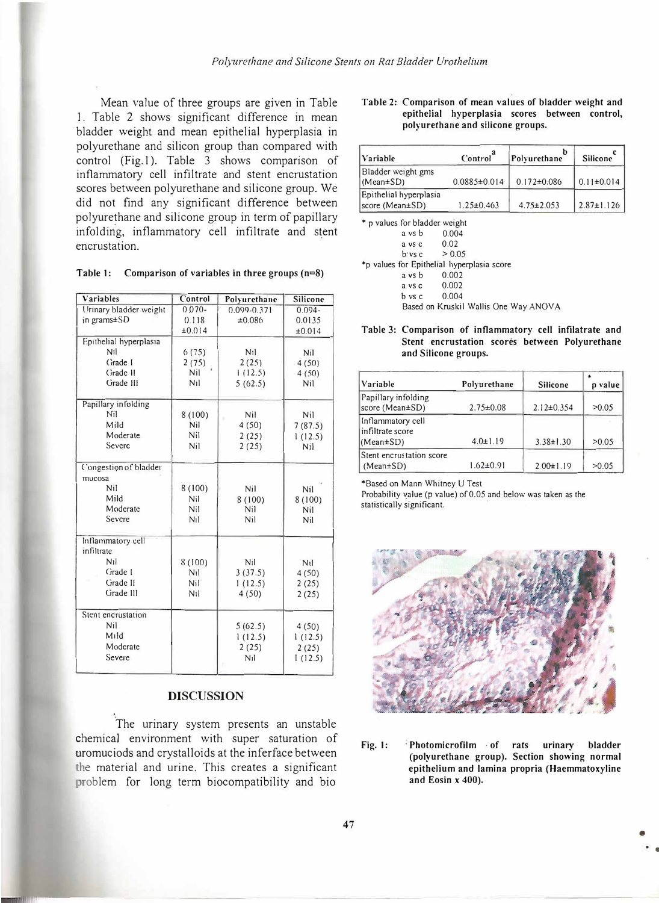Mean value of three groups are given in Table 1. Table 2 shows significant difference in mean bladder weight and mean epithelial hyperplasia in polyurethane and silicon group than compared with control (Fig.1). Table 3 shows comparison of inflammatory cell infiltrate and stent encrustation scores between polyurethane and silicone group. We did not find any significant difference between polyurethane and silicone group in term of papillary infolding, inflammatory cell infiltrate and stent encrustation.

**Table 1: Comparison of variables in three groups (n=8)**

| Variables | Control | Polyurethane | Silicone |
|---|---|---|---|
| Urinary bladder weight in grams±SD | 0.070-0.118 ±0.014 | 0.099-0.371 ±0.086 | 0.094-0.0135 ±0.014 |
| **Epithelial hyperplasia** | | | |
| Nil | 6 (75) | Nil | Nil |
| Grade I | 2 (75) | 2 (25) | 4 (50) |
| Grade II | Nil | 1 (12.5) | 4 (50) |
| Grade III | Nil | 5 (62.5) | Nil |
| **Papillary infolding** | | | |
| Nil | 8 (100) | Nil | Nil |
| Mild | Nil | 4 (50) | 7 (87.5) |
| Moderate | Nil | 2 (25) | 1 (12.5) |
| Severe | Nil | 2 (25) | Nil |
| **Congestion of bladder mucosa** | | | |
| Nil | 8 (100) | Nil | Nil |
| Mild | Nil | 8 (100) | 8 (100) |
| Moderate | Nil | Nil | Nil |
| Severe | Nil | Nil | Nil |
| **Inflammatory cell infiltrate** | | | |
| Nil | 8 (100) | Nil | Nil |
| Grade I | Nil | 3 (37.5) | 4 (50) |
| Grade II | Nil | 1 (12.5) | 2 (25) |
| Grade III | Nil | 4 (50) | 2 (25) |
| **Stent encrustation** | | | |
| Nil | | 5 (62.5) | 4 (50) |
| Mild | | 1 (12.5) | 1 (12.5) |
| Moderate | | 2 (25) | 2 (25) |
| Severe | | Nil | 1 (12.5) |

## DISCUSSION

The urinary system presents an unstable chemical environment with super saturation of uromuciods and crystalloids at the inferface between the material and urine. This creates a significant problem for long term biocompatibility and bio

**Table 2: Comparison of mean values of bladder weight and epithelial hyperplasia scores between control, polyurethane and silicone groups.**

| Variable | Control[a] | Polyurethane[b] | Silicone[c] |
|---|---|---|---|
| Bladder weight gms (Mean±SD) | 0.0885±0.014 | 0.172±0.086 | 0.11±0.014 |
| Epithelial hyperplasia score (Mean±SD) | 1.25±0.463 | 4.75±2.053 | 2.87±1.126 |

\* p values for bladder weight

- a vs b 0.004
- a vs c 0.02
- b vs c > 0.05

\*p values for Epithelial hyperplasia score

- a vs b 0.002
- a vs c 0.002
- b vs c 0.004

Based on Kruskil Wallis One Way ANOVA

**Table 3: Comparison of inflammatory cell infilatrate and Stent encrustation scores between Polyurethane and Silicone groups.**

| Variable | Polyurethane | Silicone | * p value |
|---|---|---|---|
| Papillary infolding score (Mean±SD) | 2.75±0.08 | 2.12±0.354 | >0.05 |
| Inflammatory cell infiltrate score (Mean±SD) | 4.0±1.19 | 3.38±1.30 | >0.05 |
| Stent encrustation score (Mean±SD) | 1.62±0.91 | 2.00±1.19 | >0.05 |

\*Based on Mann Whitney U Test

Probability value (p value) of 0.05 and below was taken as the statistically significant.

**Fig. 1:** Photomicrofilm of rats urinary bladder (polyurethane group). Section showing normal epithelium and lamina propria (Haemmatoxyline and Eosin x 400).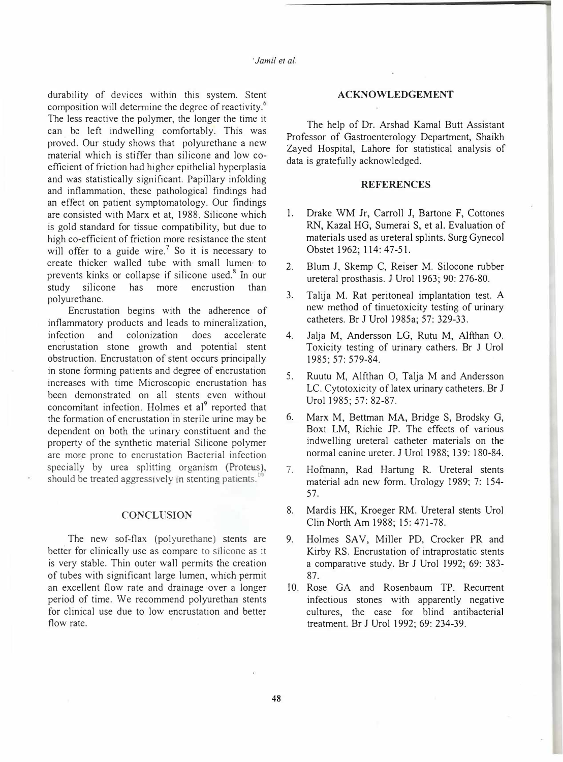durability of devices within this system. Stent composition will determine the degree of reactivity.[6] The less reactive the polymer, the longer the time it can be left indwelling comfortably. This was proved. Our study shows that polyurethane a new material which is stiffer than silicone and low co-efficient of friction had higher epithelial hyperplasia and was statistically significant. Papillary infolding and inflammation, these pathological findings had an effect on patient symptomatology. Our findings are consisted with Marx et at, 1988. Silicone which is gold standard for tissue compatibility, but due to high co-efficient of friction more resistance the stent will offer to a guide wire.[7] So it is necessary to create thicker walled tube with small lumen to prevents kinks or collapse if silicone used.[8] In our study silicone has more encrustion than polyurethane.

Encrustation begins with the adherence of inflammatory products and leads to mineralization, infection and colonization does accelerate encrustation stone growth and potential stent obstruction. Encrustation of stent occurs principally in stone forming patients and degree of encrustation increases with time Microscopic encrustation has been demonstrated on all stents even without concomitant infection. Holmes et al[9] reported that the formation of encrustation in sterile urine may be dependent on both the urinary constituent and the property of the synthetic material Silicone polymer are more prone to encrustation Bacterial infection specially by urea splitting organism (Proteus), should be treated aggressively in stenting patients.[10]

## CONCLUSION

The new sof-flax (polyurethane) stents are better for clinically use as compare to silicone as it is very stable. Thin outer wall permits the creation of tubes with significant large lumen, which permit an excellent flow rate and drainage over a longer period of time. We recommend polyurethan stents for clinical use due to low encrustation and better flow rate.

## ACKNOWLEDGEMENT

The help of Dr. Arshad Kamal Butt Assistant Professor of Gastroenterology Department, Shaikh Zayed Hospital, Lahore for statistical analysis of data is gratefully acknowledged.

## REFERENCES

1. Drake WM Jr, Carroll J, Bartone F, Cottones RN, Kazal HG, Sumerai S, et al. Evaluation of materials used as ureteral splints. Surg Gynecol Obstet 1962; 114: 47-51.
2. Blum J, Skemp C, Reiser M. Silocone rubber ureteral prosthasis. J Urol 1963; 90: 276-80.
3. Talija M. Rat peritoneal implantation test. A new method of tinuetoxicity testing of urinary catheters. Br J Urol 1985a; 57: 329-33.
4. Jalja M, Andersson LG, Rutu M, Alfthan O. Toxicity testing of urinary cathers. Br J Urol 1985; 57: 579-84.
5. Ruutu M, Alfthan O, Talja M and Andersson LC. Cytotoxicity of latex urinary catheters. Br J Urol 1985; 57: 82-87.
6. Marx M, Bettman MA, Bridge S, Brodsky G, Boxt LM, Richie JP. The effects of various indwelling ureteral catheter materials on the normal canine ureter. J Urol 1988; 139: 180-84.
7. Hofmann, Rad Hartung R. Ureteral stents material adn new form. Urology 1989; 7: 154-57.
8. Mardis HK, Kroeger RM. Ureteral stents Urol Clin North Am 1988; 15: 471-78.
9. Holmes SAV, Miller PD, Crocker PR and Kirby RS. Encrustation of intraprostatic stents a comparative study. Br J Urol 1992; 69: 383-87.
10. Rose GA and Rosenbaum TP. Recurrent infectious stones with apparently negative cultures, the case for blind antibacterial treatment. Br J Urol 1992; 69: 234-39.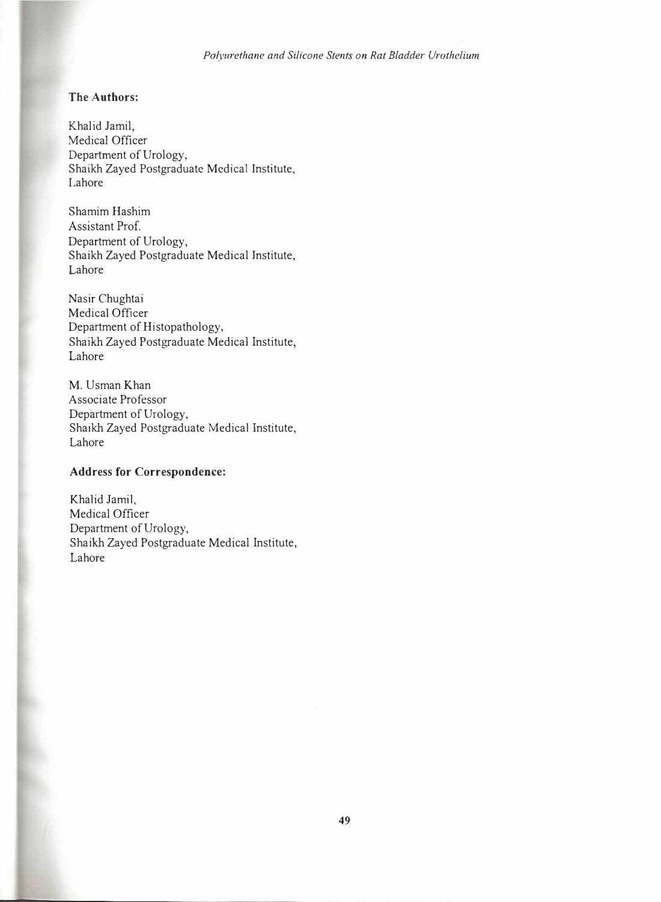### The Authors:

Khalid Jamil,
Medical Officer
Department of Urology,
Shaikh Zayed Postgraduate Medical Institute,
Lahore

Shamim Hashim
Assistant Prof.
Department of Urology,
Shaikh Zayed Postgraduate Medical Institute,
Lahore

Nasir Chughtai
Medical Officer
Department of Histopathology,
Shaikh Zayed Postgraduate Medical Institute,
Lahore

M. Usman Khan
Associate Professor
Department of Urology,
Shaikh Zayed Postgraduate Medical Institute,
Lahore

### Address for Correspondence:

Khalid Jamil,
Medical Officer
Department of Urology,
Shaikh Zayed Postgraduate Medical Institute,
Lahore